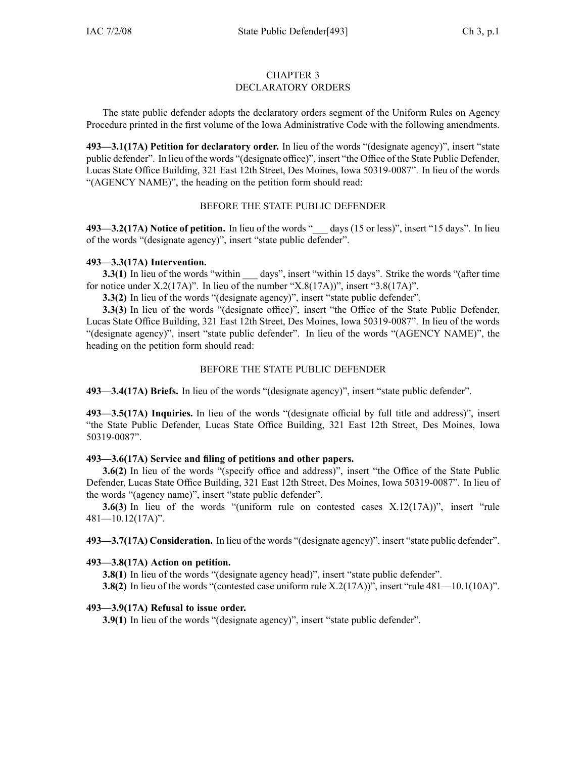# CHAPTER 3
# DECLARATORY ORDERS

The state public defender adopts the declaratory orders segment of the Uniform Rules on Agency Procedure printed in the first volume of the Iowa Administrative Code with the following amendments.

**493—3.1(17A) Petition for declaratory order.** In lieu of the words "(designate agency)", insert "state public defender". In lieu of the words "(designate office)", insert "the Office of the State Public Defender, Lucas State Office Building, 321 East 12th Street, Des Moines, Iowa 50319-0087". In lieu of the words "(AGENCY NAME)", the heading on the petition form should read:

BEFORE THE STATE PUBLIC DEFENDER

**493—3.2(17A) Notice of petition.** In lieu of the words "___ days (15 or less)", insert "15 days". In lieu of the words "(designate agency)", insert "state public defender".

**493—3.3(17A) Intervention.**

**3.3(1)** In lieu of the words "within ___ days", insert "within 15 days". Strike the words "(after time for notice under X.2(17A)". In lieu of the number "X.8(17A))", insert "3.8(17A)".

**3.3(2)** In lieu of the words "(designate agency)", insert "state public defender".

**3.3(3)** In lieu of the words "(designate office)", insert "the Office of the State Public Defender, Lucas State Office Building, 321 East 12th Street, Des Moines, Iowa 50319-0087". In lieu of the words "(designate agency)", insert "state public defender". In lieu of the words "(AGENCY NAME)", the heading on the petition form should read:

BEFORE THE STATE PUBLIC DEFENDER

**493—3.4(17A) Briefs.** In lieu of the words "(designate agency)", insert "state public defender".

**493—3.5(17A) Inquiries.** In lieu of the words "(designate official by full title and address)", insert "the State Public Defender, Lucas State Office Building, 321 East 12th Street, Des Moines, Iowa 50319-0087".

**493—3.6(17A) Service and filing of petitions and other papers.**

**3.6(2)** In lieu of the words "(specify office and address)", insert "the Office of the State Public Defender, Lucas State Office Building, 321 East 12th Street, Des Moines, Iowa 50319-0087". In lieu of the words "(agency name)", insert "state public defender".

**3.6(3)** In lieu of the words "(uniform rule on contested cases X.12(17A))", insert "rule 481—10.12(17A)".

**493—3.7(17A) Consideration.** In lieu of the words "(designate agency)", insert "state public defender".

**493—3.8(17A) Action on petition.**

**3.8(1)** In lieu of the words "(designate agency head)", insert "state public defender".

**3.8(2)** In lieu of the words "(contested case uniform rule X.2(17A))", insert "rule 481—10.1(10A)".

**493—3.9(17A) Refusal to issue order.**

**3.9(1)** In lieu of the words "(designate agency)", insert "state public defender".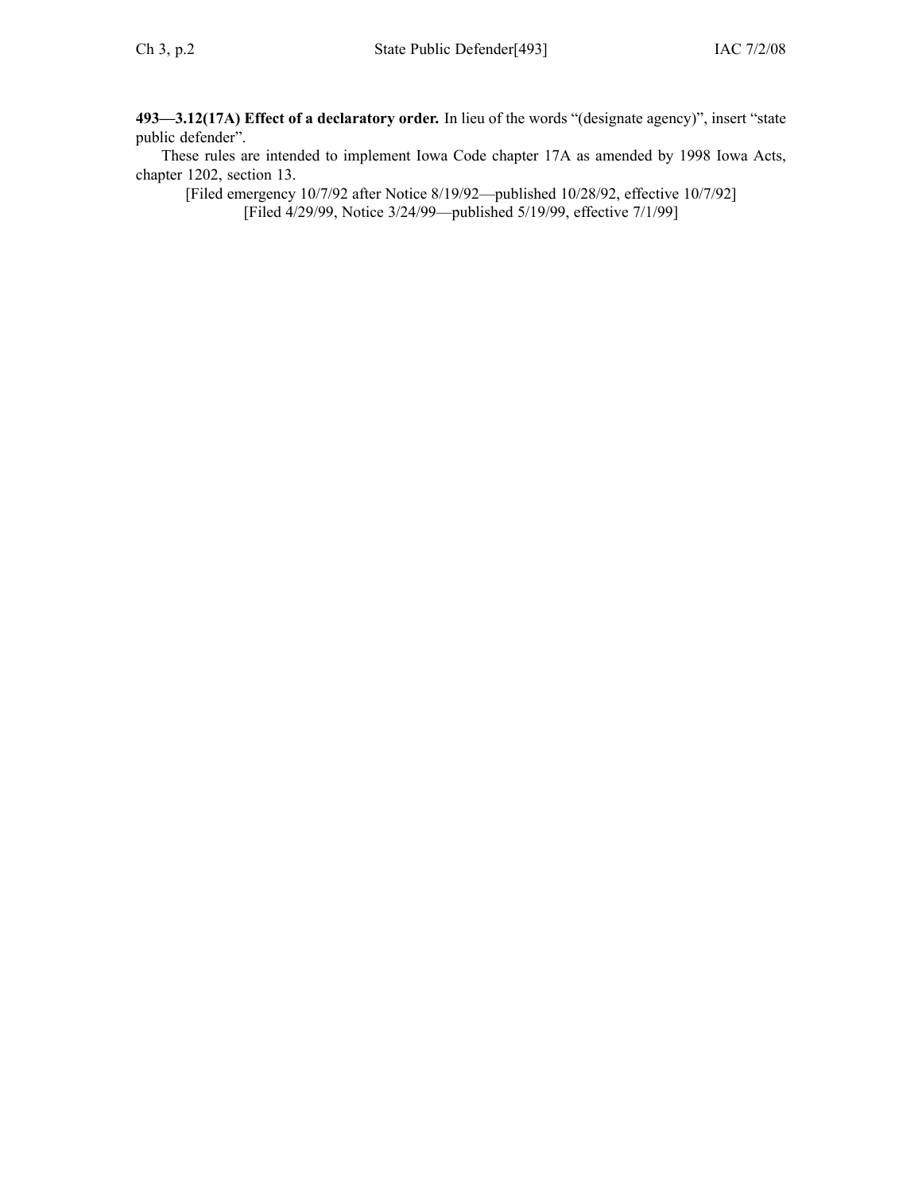**493—3.12(17A) Effect of a declaratory order.** In lieu of the words "(designate agency)", insert "state public defender".

These rules are intended to implement Iowa Code chapter 17A as amended by 1998 Iowa Acts, chapter 1202, section 13.

[Filed emergency 10/7/92 after Notice 8/19/92—published 10/28/92, effective 10/7/92]
[Filed 4/29/99, Notice 3/24/99—published 5/19/99, effective 7/1/99]